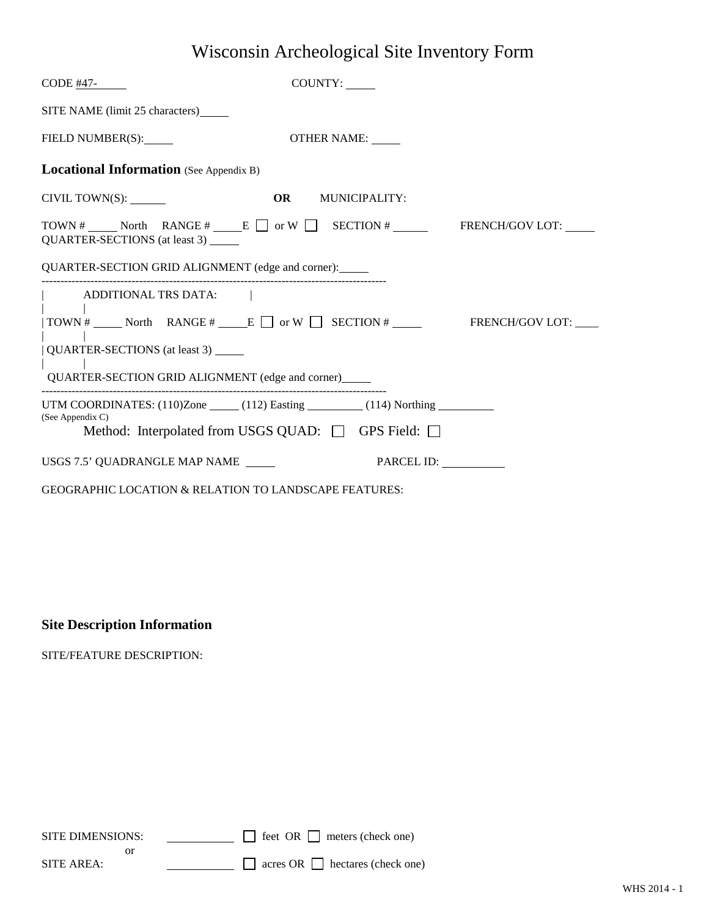# Wisconsin Archeological Site Inventory Form

CODE #47-_____ COUNTY: _____

SITE NAME (limit 25 characters)_____

FIELD NUMBER(S):_____ OTHER NAME: _____

## Locational Information (See Appendix B)

CIVIL TOWN(S): ______ **OR** MUNICIPALITY:

TOWN # _____ North RANGE # _____E ☐ or W ☐ SECTION # ______ FRENCH/GOV LOT: _____
QUARTER-SECTIONS (at least 3) _____

QUARTER-SECTION GRID ALIGNMENT (edge and corner):_____

---

ADDITIONAL TRS DATA:

TOWN # _____ North RANGE # _____E ☐ or W ☐ SECTION # _____ FRENCH/GOV LOT: ____

QUARTER-SECTIONS (at least 3) _____

QUARTER-SECTION GRID ALIGNMENT (edge and corner)_____

---

UTM COORDINATES: (110)Zone _____ (112) Easting _________ (114) Northing _________
(See Appendix C)

Method: Interpolated from USGS QUAD: ☐ GPS Field: ☐

USGS 7.5' QUADRANGLE MAP NAME _____ PARCEL ID: __________

GEOGRAPHIC LOCATION & RELATION TO LANDSCAPE FEATURES:

## Site Description Information

SITE/FEATURE DESCRIPTION:

SITE DIMENSIONS: __________ ☐ feet OR ☐ meters (check one)
or
SITE AREA: __________ ☐ acres OR ☐ hectares (check one)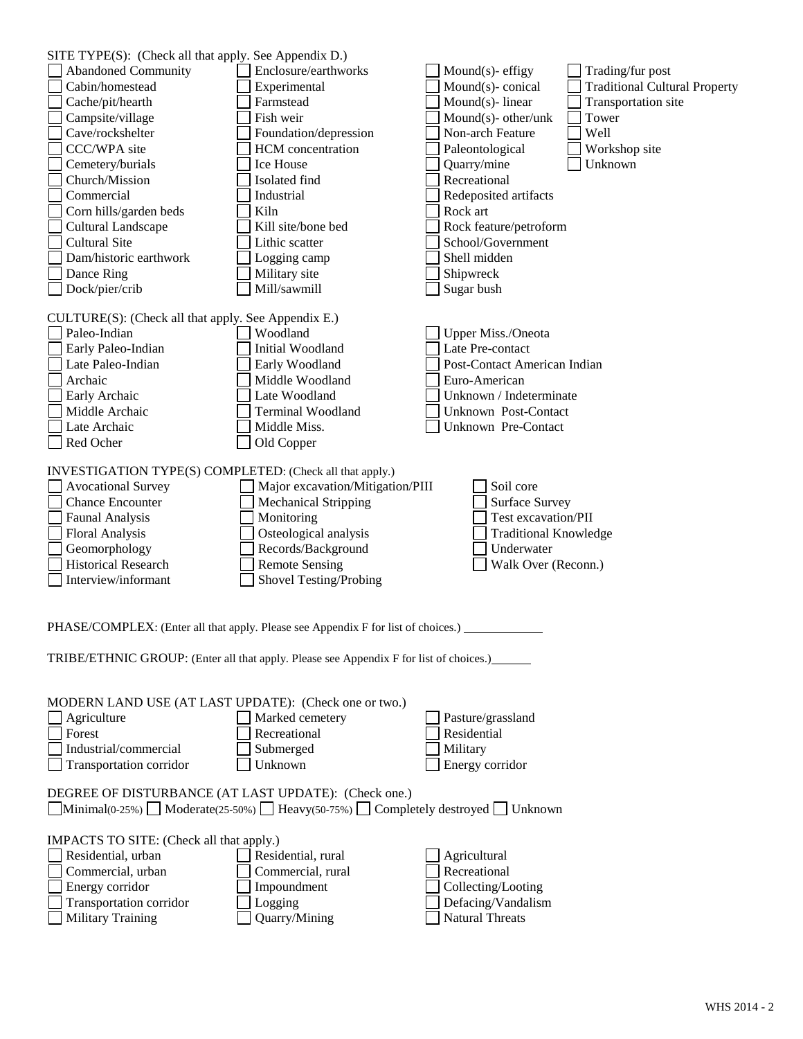SITE TYPE(S): (Check all that apply. See Appendix D.)

- [ ] Abandoned Community
- [ ] Cabin/homestead
- [ ] Cache/pit/hearth
- [ ] Campsite/village
- [ ] Cave/rockshelter
- [ ] CCC/WPA site
- [ ] Cemetery/burials
- [ ] Church/Mission
- [ ] Commercial
- [ ] Corn hills/garden beds
- [ ] Cultural Landscape
- [ ] Cultural Site
- [ ] Dam/historic earthwork
- [ ] Dance Ring
- [ ] Dock/pier/crib
- [ ] Enclosure/earthworks
- [ ] Experimental
- [ ] Farmstead
- [ ] Fish weir
- [ ] Foundation/depression
- [ ] HCM concentration
- [ ] Ice House
- [ ] Isolated find
- [ ] Industrial
- [ ] Kiln
- [ ] Kill site/bone bed
- [ ] Lithic scatter
- [ ] Logging camp
- [ ] Military site
- [ ] Mill/sawmill
- [ ] Mound(s)- effigy
- [ ] Mound(s)- conical
- [ ] Mound(s)- linear
- [ ] Mound(s)- other/unk
- [ ] Non-arch Feature
- [ ] Paleontological
- [ ] Quarry/mine
- [ ] Recreational
- [ ] Redeposited artifacts
- [ ] Rock art
- [ ] Rock feature/petroform
- [ ] School/Government
- [ ] Shell midden
- [ ] Shipwreck
- [ ] Sugar bush
- [ ] Trading/fur post
- [ ] Traditional Cultural Property
- [ ] Transportation site
- [ ] Tower
- [ ] Well
- [ ] Workshop site
- [ ] Unknown

CULTURE(S): (Check all that apply. See Appendix E.)

- [ ] Paleo-Indian
- [ ] Early Paleo-Indian
- [ ] Late Paleo-Indian
- [ ] Archaic
- [ ] Early Archaic
- [ ] Middle Archaic
- [ ] Late Archaic
- [ ] Red Ocher
- [ ] Woodland
- [ ] Initial Woodland
- [ ] Early Woodland
- [ ] Middle Woodland
- [ ] Late Woodland
- [ ] Terminal Woodland
- [ ] Middle Miss.
- [ ] Old Copper
- [ ] Upper Miss./Oneota
- [ ] Late Pre-contact
- [ ] Post-Contact American Indian
- [ ] Euro-American
- [ ] Unknown / Indeterminate
- [ ] Unknown Post-Contact
- [ ] Unknown Pre-Contact

INVESTIGATION TYPE(S) COMPLETED: (Check all that apply.)

- [ ] Avocational Survey
- [ ] Chance Encounter
- [ ] Faunal Analysis
- [ ] Floral Analysis
- [ ] Geomorphology
- [ ] Historical Research
- [ ] Interview/informant
- [ ] Major excavation/Mitigation/PIII
- [ ] Mechanical Stripping
- [ ] Monitoring
- [ ] Osteological analysis
- [ ] Records/Background
- [ ] Remote Sensing
- [ ] Shovel Testing/Probing
- [ ] Soil core
- [ ] Surface Survey
- [ ] Test excavation/PII
- [ ] Traditional Knowledge
- [ ] Underwater
- [ ] Walk Over (Reconn.)

PHASE/COMPLEX: (Enter all that apply. Please see Appendix F for list of choices.) ____________

TRIBE/ETHNIC GROUP: (Enter all that apply. Please see Appendix F for list of choices.) ______

MODERN LAND USE (AT LAST UPDATE): (Check one or two.)

- [ ] Agriculture
- [ ] Forest
- [ ] Industrial/commercial
- [ ] Transportation corridor
- [ ] Marked cemetery
- [ ] Recreational
- [ ] Submerged
- [ ] Unknown
- [ ] Pasture/grassland
- [ ] Residential
- [ ] Military
- [ ] Energy corridor

DEGREE OF DISTURBANCE (AT LAST UPDATE): (Check one.)

- [ ] Minimal(0-25%)
- [ ] Moderate(25-50%)
- [ ] Heavy(50-75%)
- [ ] Completely destroyed
- [ ] Unknown

IMPACTS TO SITE: (Check all that apply.)

- [ ] Residential, urban
- [ ] Commercial, urban
- [ ] Energy corridor
- [ ] Transportation corridor
- [ ] Military Training
- [ ] Residential, rural
- [ ] Commercial, rural
- [ ] Impoundment
- [ ] Logging
- [ ] Quarry/Mining
- [ ] Agricultural
- [ ] Recreational
- [ ] Collecting/Looting
- [ ] Defacing/Vandalism
- [ ] Natural Threats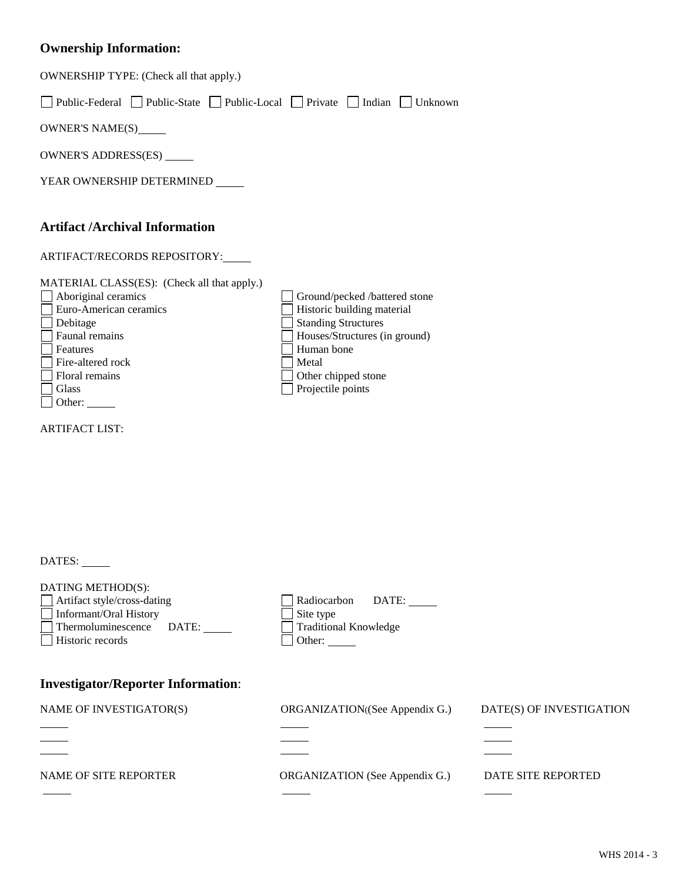## Ownership Information:

OWNERSHIP TYPE: (Check all that apply.)

☐ Public-Federal ☐ Public-State ☐ Public-Local ☐ Private ☐ Indian ☐ Unknown

OWNER'S NAME(S) _____

OWNER'S ADDRESS(ES) _____

YEAR OWNERSHIP DETERMINED _____

## Artifact /Archival Information

ARTIFACT/RECORDS REPOSITORY: _____

MATERIAL CLASS(ES): (Check all that apply.)

☐ Aboriginal ceramics
☐ Euro-American ceramics
☐ Debitage
☐ Faunal remains
☐ Features
☐ Fire-altered rock
☐ Floral remains
☐ Glass
☐ Other: _____
☐ Ground/pecked /battered stone
☐ Historic building material
☐ Standing Structures
☐ Houses/Structures (in ground)
☐ Human bone
☐ Metal
☐ Other chipped stone
☐ Projectile points

ARTIFACT LIST:

DATES: _____

DATING METHOD(S):

☐ Artifact style/cross-dating
☐ Informant/Oral History
☐ Thermoluminescence DATE: _____
☐ Historic records
☐ Radiocarbon DATE: _____
☐ Site type
☐ Traditional Knowledge
☐ Other: _____

## Investigator/Reporter Information:

| NAME OF INVESTIGATOR(S) | ORGANIZATION((See Appendix G.) | DATE(S) OF INVESTIGATION |
|---|---|---|
| _____ | _____ | _____ |
| _____ | _____ | _____ |
| _____ | _____ | _____ |

| NAME OF SITE REPORTER | ORGANIZATION (See Appendix G.) | DATE SITE REPORTED |
|---|---|---|
| _____ | _____ | _____ |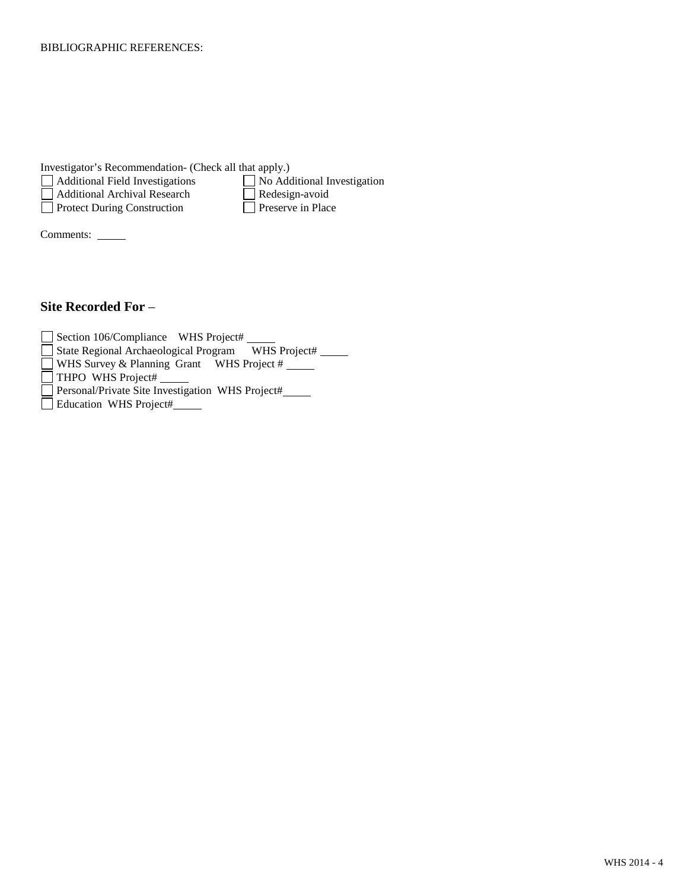BIBLIOGRAPHIC REFERENCES:

Investigator's Recommendation- (Check all that apply.)

- ☐ Additional Field Investigations
- ☐ Additional Archival Research
- ☐ Protect During Construction
- ☐ No Additional Investigation
- ☐ Redesign-avoid
- ☐ Preserve in Place

Comments: _____

## Site Recorded For –

- ☐ Section 106/Compliance WHS Project# _____
- ☐ State Regional Archaeological Program WHS Project# _____
- ☐ WHS Survey & Planning Grant WHS Project # _____
- ☐ THPO WHS Project# _____
- ☐ Personal/Private Site Investigation WHS Project# _____
- ☐ Education WHS Project# _____